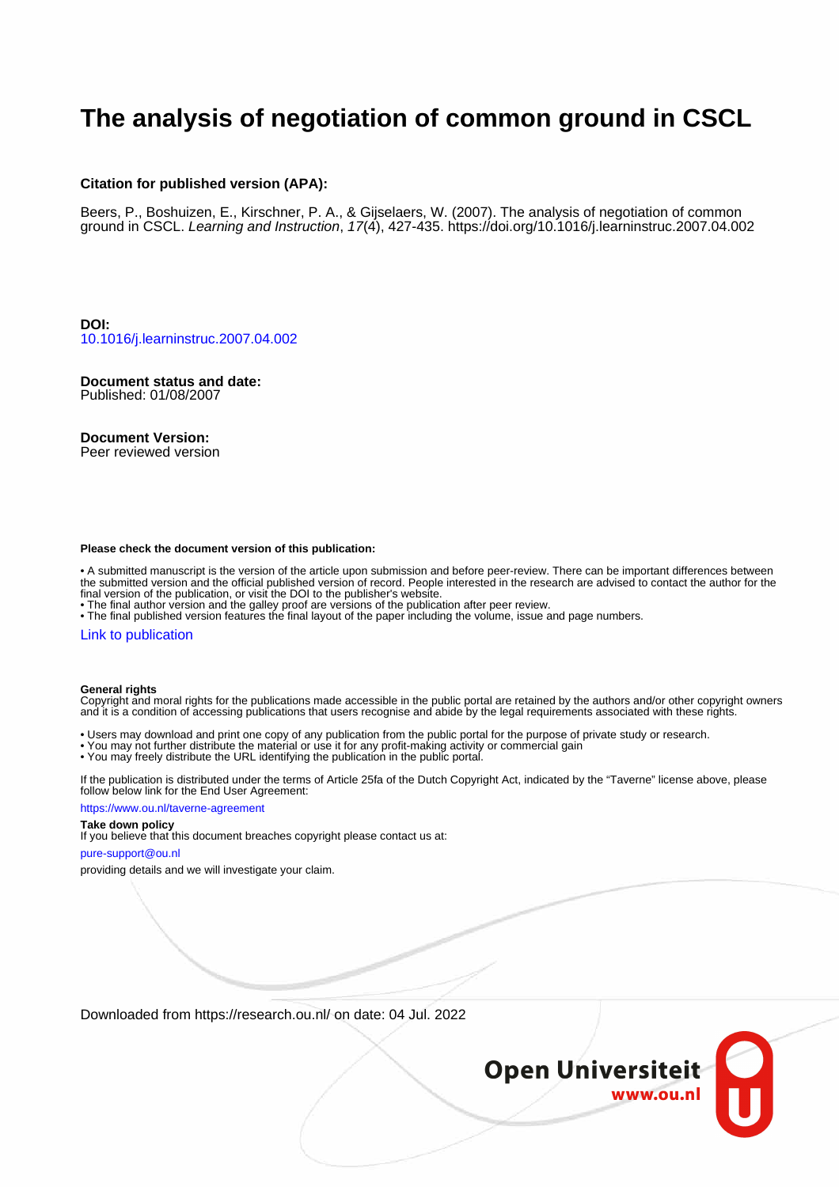# The analysis of negotiation of common ground in CSCL

**Citation for published version (APA):**

Beers, P., Boshuizen, E., Kirschner, P. A., & Gijselaers, W. (2007). The analysis of negotiation of common ground in CSCL. *Learning and Instruction*, *17*(4), 427-435. https://doi.org/10.1016/j.learninstruc.2007.04.002

**DOI:**
10.1016/j.learninstruc.2007.04.002

**Document status and date:**
Published: 01/08/2007

**Document Version:**
Peer reviewed version

**Please check the document version of this publication:**

• A submitted manuscript is the version of the article upon submission and before peer-review. There can be important differences between the submitted version and the official published version of record. People interested in the research are advised to contact the author for the final version of the publication, or visit the DOI to the publisher's website.
• The final author version and the galley proof are versions of the publication after peer review.
• The final published version features the final layout of the paper including the volume, issue and page numbers.

Link to publication

**General rights**
Copyright and moral rights for the publications made accessible in the public portal are retained by the authors and/or other copyright owners and it is a condition of accessing publications that users recognise and abide by the legal requirements associated with these rights.

• Users may download and print one copy of any publication from the public portal for the purpose of private study or research.
• You may not further distribute the material or use it for any profit-making activity or commercial gain
• You may freely distribute the URL identifying the publication in the public portal.

If the publication is distributed under the terms of Article 25fa of the Dutch Copyright Act, indicated by the "Taverne" license above, please follow below link for the End User Agreement:

https://www.ou.nl/taverne-agreement

**Take down policy**
If you believe that this document breaches copyright please contact us at:

pure-support@ou.nl

providing details and we will investigate your claim.

Downloaded from https://research.ou.nl/ on date: 04 Jul. 2022

Open Universiteit
www.ou.nl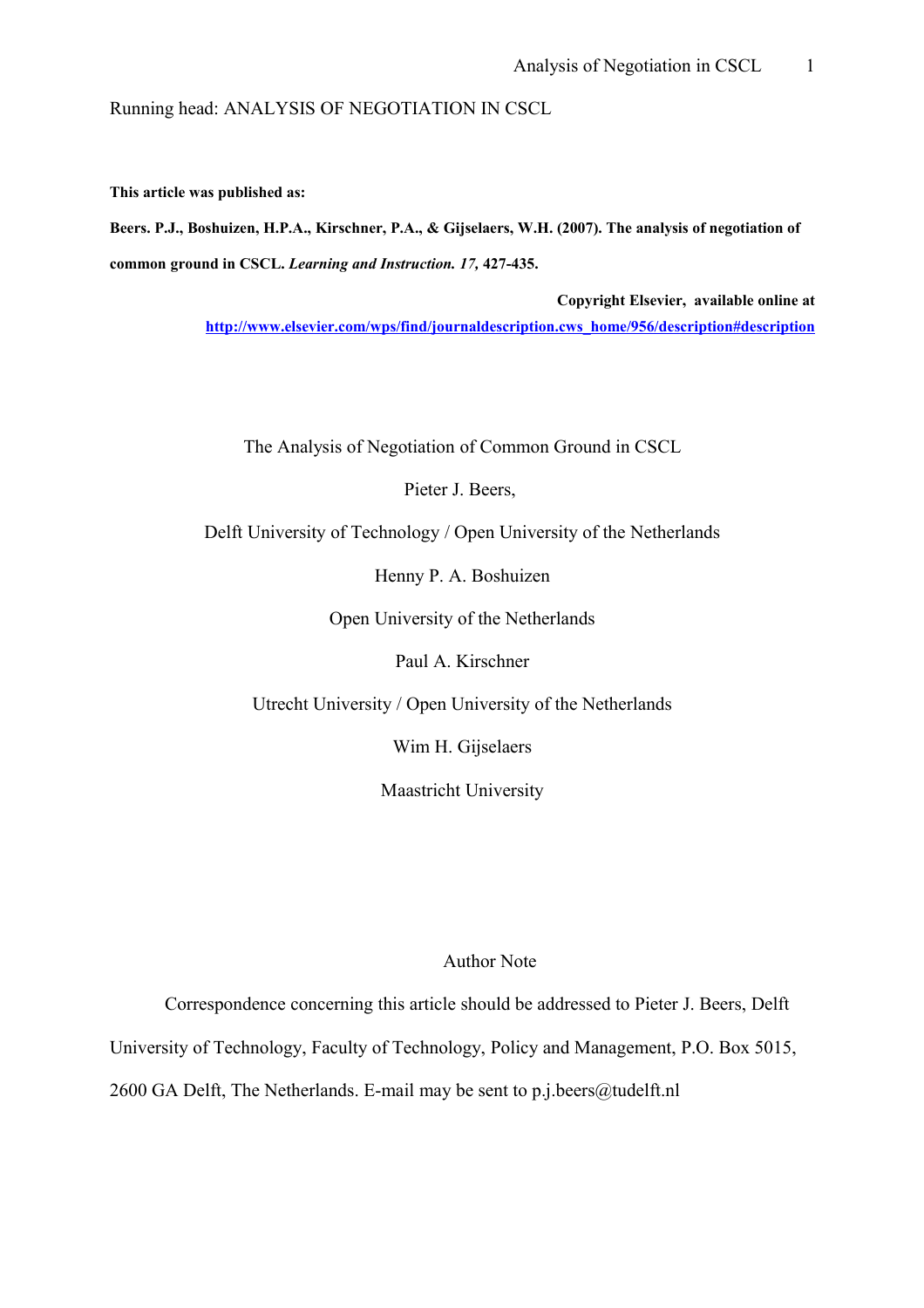Running head: ANALYSIS OF NEGOTIATION IN CSCL

**This article was published as:**

**Beers. P.J., Boshuizen, H.P.A., Kirschner, P.A., & Gijselaers, W.H. (2007). The analysis of negotiation of common ground in CSCL. *Learning and Instruction. 17,* 427-435.**

**Copyright Elsevier, available online at**
**http://www.elsevier.com/wps/find/journaldescription.cws_home/956/description#description**

The Analysis of Negotiation of Common Ground in CSCL

Pieter J. Beers,

Delft University of Technology / Open University of the Netherlands

Henny P. A. Boshuizen

Open University of the Netherlands

Paul A. Kirschner

Utrecht University / Open University of the Netherlands

Wim H. Gijselaers

Maastricht University

Author Note

Correspondence concerning this article should be addressed to Pieter J. Beers, Delft University of Technology, Faculty of Technology, Policy and Management, P.O. Box 5015, 2600 GA Delft, The Netherlands. E-mail may be sent to p.j.beers@tudelft.nl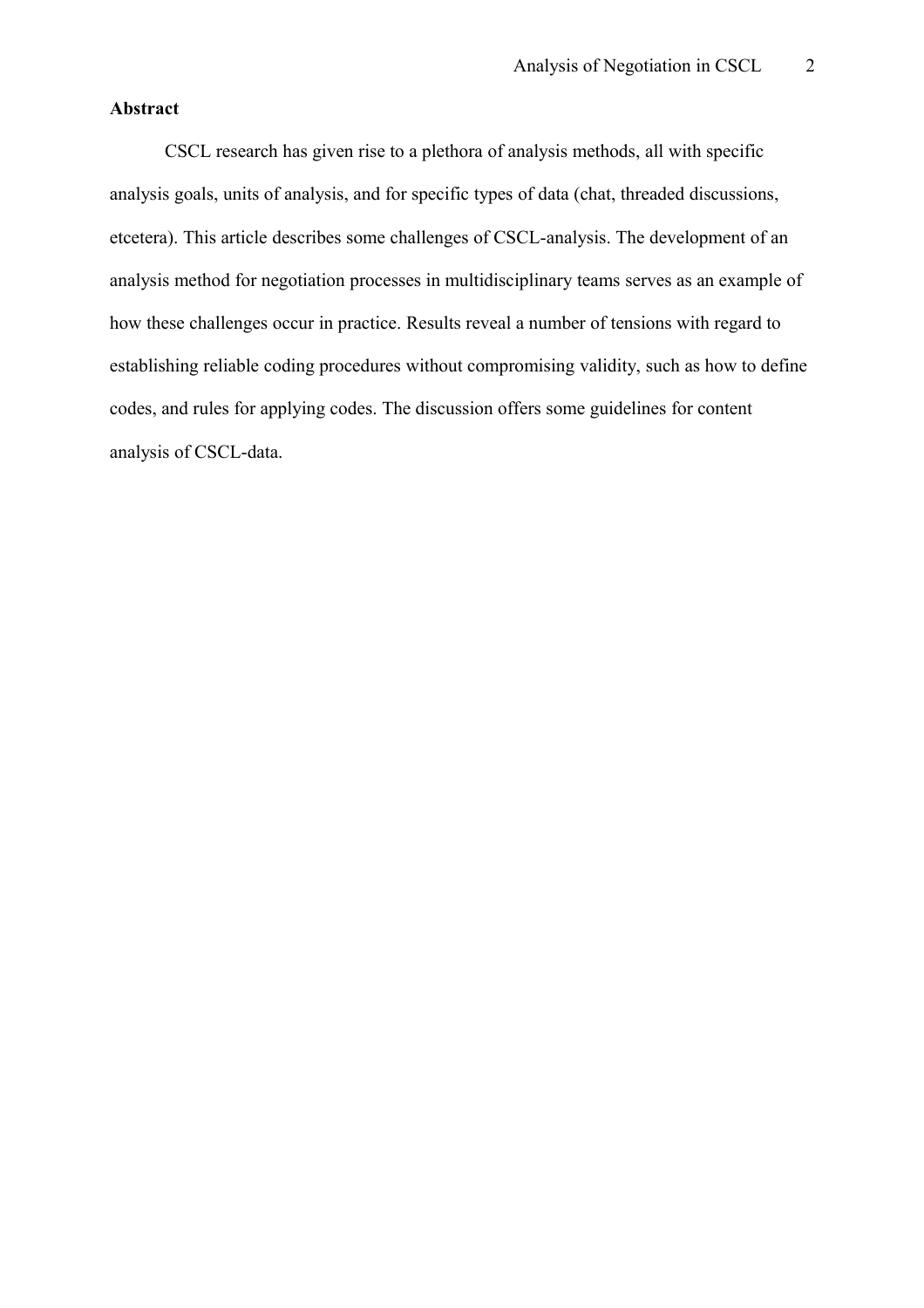**Abstract**

CSCL research has given rise to a plethora of analysis methods, all with specific analysis goals, units of analysis, and for specific types of data (chat, threaded discussions, etcetera). This article describes some challenges of CSCL-analysis. The development of an analysis method for negotiation processes in multidisciplinary teams serves as an example of how these challenges occur in practice. Results reveal a number of tensions with regard to establishing reliable coding procedures without compromising validity, such as how to define codes, and rules for applying codes. The discussion offers some guidelines for content analysis of CSCL-data.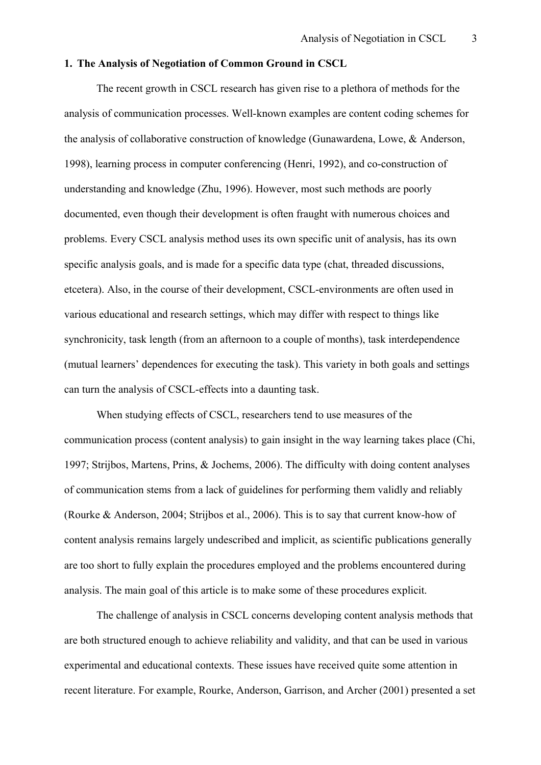## 1. The Analysis of Negotiation of Common Ground in CSCL

The recent growth in CSCL research has given rise to a plethora of methods for the analysis of communication processes. Well-known examples are content coding schemes for the analysis of collaborative construction of knowledge (Gunawardena, Lowe, & Anderson, 1998), learning process in computer conferencing (Henri, 1992), and co-construction of understanding and knowledge (Zhu, 1996). However, most such methods are poorly documented, even though their development is often fraught with numerous choices and problems. Every CSCL analysis method uses its own specific unit of analysis, has its own specific analysis goals, and is made for a specific data type (chat, threaded discussions, etcetera). Also, in the course of their development, CSCL-environments are often used in various educational and research settings, which may differ with respect to things like synchronicity, task length (from an afternoon to a couple of months), task interdependence (mutual learners' dependences for executing the task). This variety in both goals and settings can turn the analysis of CSCL-effects into a daunting task.

When studying effects of CSCL, researchers tend to use measures of the communication process (content analysis) to gain insight in the way learning takes place (Chi, 1997; Strijbos, Martens, Prins, & Jochems, 2006). The difficulty with doing content analyses of communication stems from a lack of guidelines for performing them validly and reliably (Rourke & Anderson, 2004; Strijbos et al., 2006). This is to say that current know-how of content analysis remains largely undescribed and implicit, as scientific publications generally are too short to fully explain the procedures employed and the problems encountered during analysis. The main goal of this article is to make some of these procedures explicit.

The challenge of analysis in CSCL concerns developing content analysis methods that are both structured enough to achieve reliability and validity, and that can be used in various experimental and educational contexts. These issues have received quite some attention in recent literature. For example, Rourke, Anderson, Garrison, and Archer (2001) presented a set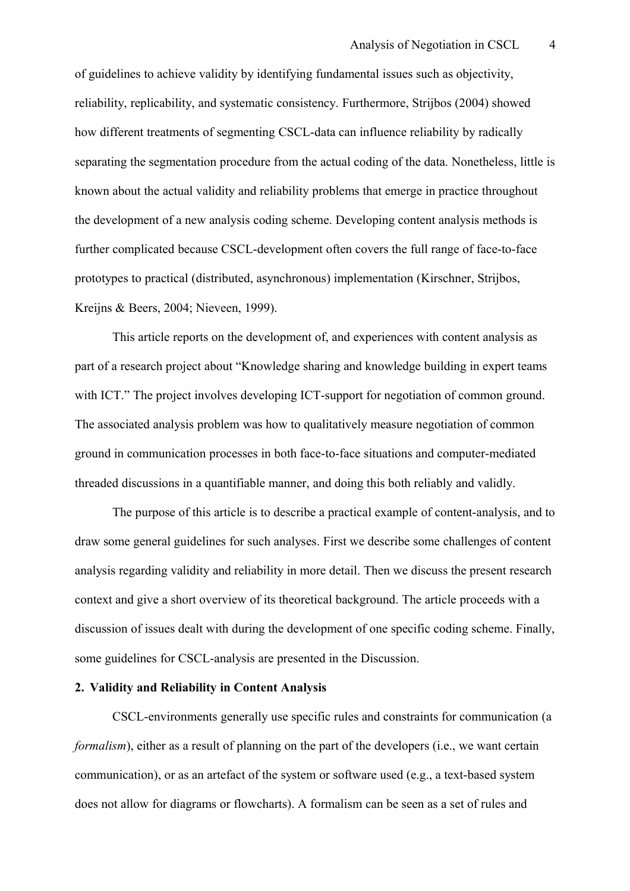of guidelines to achieve validity by identifying fundamental issues such as objectivity, reliability, replicability, and systematic consistency. Furthermore, Strijbos (2004) showed how different treatments of segmenting CSCL-data can influence reliability by radically separating the segmentation procedure from the actual coding of the data. Nonetheless, little is known about the actual validity and reliability problems that emerge in practice throughout the development of a new analysis coding scheme. Developing content analysis methods is further complicated because CSCL-development often covers the full range of face-to-face prototypes to practical (distributed, asynchronous) implementation (Kirschner, Strijbos, Kreijns & Beers, 2004; Nieveen, 1999).

This article reports on the development of, and experiences with content analysis as part of a research project about "Knowledge sharing and knowledge building in expert teams with ICT." The project involves developing ICT-support for negotiation of common ground. The associated analysis problem was how to qualitatively measure negotiation of common ground in communication processes in both face-to-face situations and computer-mediated threaded discussions in a quantifiable manner, and doing this both reliably and validly.

The purpose of this article is to describe a practical example of content-analysis, and to draw some general guidelines for such analyses. First we describe some challenges of content analysis regarding validity and reliability in more detail. Then we discuss the present research context and give a short overview of its theoretical background. The article proceeds with a discussion of issues dealt with during the development of one specific coding scheme. Finally, some guidelines for CSCL-analysis are presented in the Discussion.

## 2. Validity and Reliability in Content Analysis

CSCL-environments generally use specific rules and constraints for communication (a *formalism*), either as a result of planning on the part of the developers (i.e., we want certain communication), or as an artefact of the system or software used (e.g., a text-based system does not allow for diagrams or flowcharts). A formalism can be seen as a set of rules and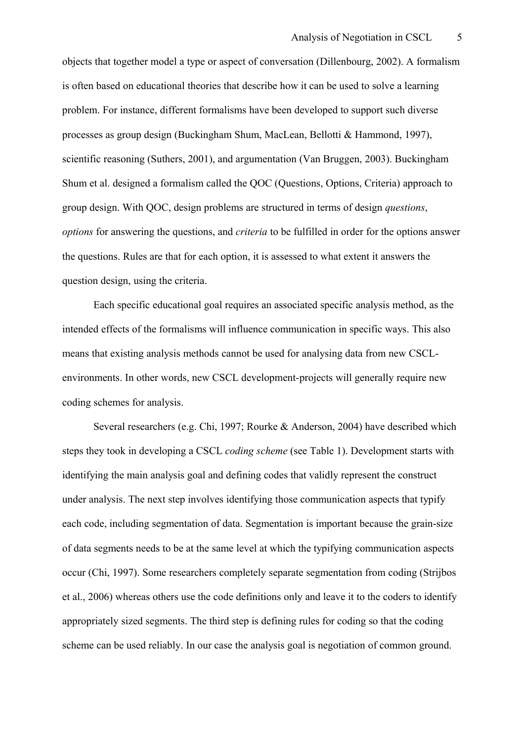objects that together model a type or aspect of conversation (Dillenbourg, 2002). A formalism is often based on educational theories that describe how it can be used to solve a learning problem. For instance, different formalisms have been developed to support such diverse processes as group design (Buckingham Shum, MacLean, Bellotti & Hammond, 1997), scientific reasoning (Suthers, 2001), and argumentation (Van Bruggen, 2003). Buckingham Shum et al. designed a formalism called the QOC (Questions, Options, Criteria) approach to group design. With QOC, design problems are structured in terms of design *questions*, *options* for answering the questions, and *criteria* to be fulfilled in order for the options answer the questions. Rules are that for each option, it is assessed to what extent it answers the question design, using the criteria.

Each specific educational goal requires an associated specific analysis method, as the intended effects of the formalisms will influence communication in specific ways. This also means that existing analysis methods cannot be used for analysing data from new CSCL-environments. In other words, new CSCL development-projects will generally require new coding schemes for analysis.

Several researchers (e.g. Chi, 1997; Rourke & Anderson, 2004) have described which steps they took in developing a CSCL *coding scheme* (see Table 1). Development starts with identifying the main analysis goal and defining codes that validly represent the construct under analysis. The next step involves identifying those communication aspects that typify each code, including segmentation of data. Segmentation is important because the grain-size of data segments needs to be at the same level at which the typifying communication aspects occur (Chi, 1997). Some researchers completely separate segmentation from coding (Strijbos et al., 2006) whereas others use the code definitions only and leave it to the coders to identify appropriately sized segments. The third step is defining rules for coding so that the coding scheme can be used reliably. In our case the analysis goal is negotiation of common ground.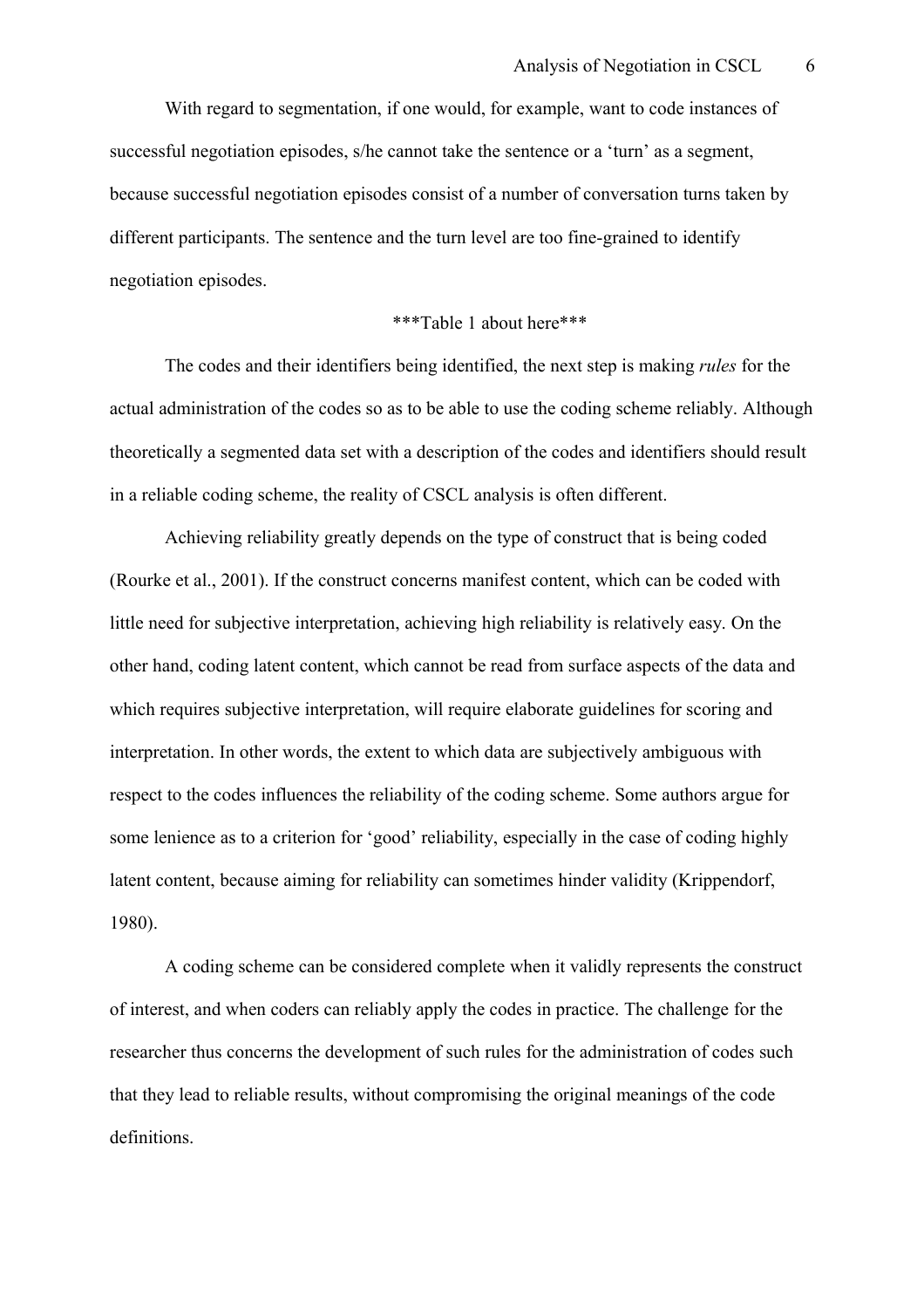With regard to segmentation, if one would, for example, want to code instances of successful negotiation episodes, s/he cannot take the sentence or a 'turn' as a segment, because successful negotiation episodes consist of a number of conversation turns taken by different participants. The sentence and the turn level are too fine-grained to identify negotiation episodes.

***Table 1 about here***

The codes and their identifiers being identified, the next step is making *rules* for the actual administration of the codes so as to be able to use the coding scheme reliably. Although theoretically a segmented data set with a description of the codes and identifiers should result in a reliable coding scheme, the reality of CSCL analysis is often different.

Achieving reliability greatly depends on the type of construct that is being coded (Rourke et al., 2001). If the construct concerns manifest content, which can be coded with little need for subjective interpretation, achieving high reliability is relatively easy. On the other hand, coding latent content, which cannot be read from surface aspects of the data and which requires subjective interpretation, will require elaborate guidelines for scoring and interpretation. In other words, the extent to which data are subjectively ambiguous with respect to the codes influences the reliability of the coding scheme. Some authors argue for some lenience as to a criterion for 'good' reliability, especially in the case of coding highly latent content, because aiming for reliability can sometimes hinder validity (Krippendorf, 1980).

A coding scheme can be considered complete when it validly represents the construct of interest, and when coders can reliably apply the codes in practice. The challenge for the researcher thus concerns the development of such rules for the administration of codes such that they lead to reliable results, without compromising the original meanings of the code definitions.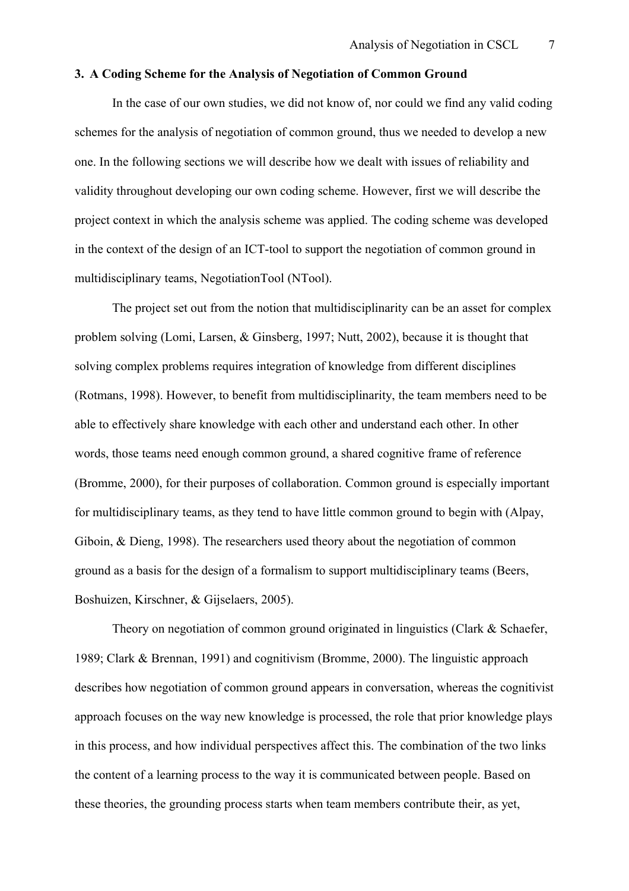### 3. A Coding Scheme for the Analysis of Negotiation of Common Ground

In the case of our own studies, we did not know of, nor could we find any valid coding schemes for the analysis of negotiation of common ground, thus we needed to develop a new one. In the following sections we will describe how we dealt with issues of reliability and validity throughout developing our own coding scheme. However, first we will describe the project context in which the analysis scheme was applied. The coding scheme was developed in the context of the design of an ICT-tool to support the negotiation of common ground in multidisciplinary teams, NegotiationTool (NTool).

The project set out from the notion that multidisciplinarity can be an asset for complex problem solving (Lomi, Larsen, & Ginsberg, 1997; Nutt, 2002), because it is thought that solving complex problems requires integration of knowledge from different disciplines (Rotmans, 1998). However, to benefit from multidisciplinarity, the team members need to be able to effectively share knowledge with each other and understand each other. In other words, those teams need enough common ground, a shared cognitive frame of reference (Bromme, 2000), for their purposes of collaboration. Common ground is especially important for multidisciplinary teams, as they tend to have little common ground to begin with (Alpay, Giboin, & Dieng, 1998). The researchers used theory about the negotiation of common ground as a basis for the design of a formalism to support multidisciplinary teams (Beers, Boshuizen, Kirschner, & Gijselaers, 2005).

Theory on negotiation of common ground originated in linguistics (Clark & Schaefer, 1989; Clark & Brennan, 1991) and cognitivism (Bromme, 2000). The linguistic approach describes how negotiation of common ground appears in conversation, whereas the cognitivist approach focuses on the way new knowledge is processed, the role that prior knowledge plays in this process, and how individual perspectives affect this. The combination of the two links the content of a learning process to the way it is communicated between people. Based on these theories, the grounding process starts when team members contribute their, as yet,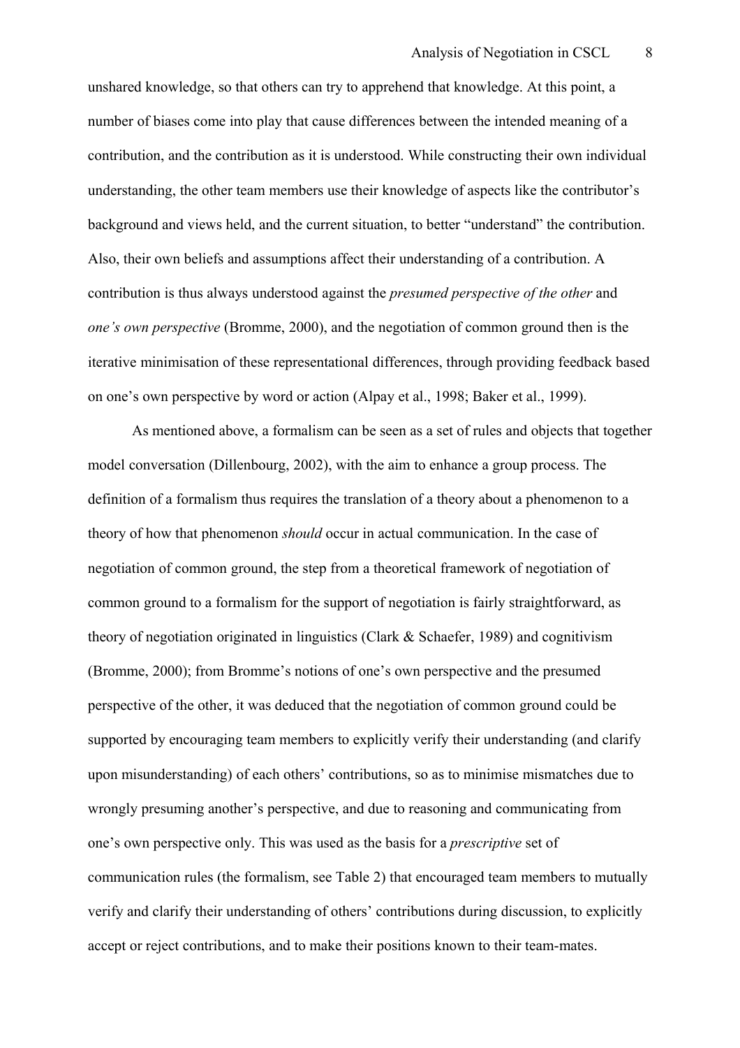unshared knowledge, so that others can try to apprehend that knowledge. At this point, a number of biases come into play that cause differences between the intended meaning of a contribution, and the contribution as it is understood. While constructing their own individual understanding, the other team members use their knowledge of aspects like the contributor's background and views held, and the current situation, to better "understand" the contribution. Also, their own beliefs and assumptions affect their understanding of a contribution. A contribution is thus always understood against the *presumed perspective of the other* and *one's own perspective* (Bromme, 2000), and the negotiation of common ground then is the iterative minimisation of these representational differences, through providing feedback based on one's own perspective by word or action (Alpay et al., 1998; Baker et al., 1999).

As mentioned above, a formalism can be seen as a set of rules and objects that together model conversation (Dillenbourg, 2002), with the aim to enhance a group process. The definition of a formalism thus requires the translation of a theory about a phenomenon to a theory of how that phenomenon *should* occur in actual communication. In the case of negotiation of common ground, the step from a theoretical framework of negotiation of common ground to a formalism for the support of negotiation is fairly straightforward, as theory of negotiation originated in linguistics (Clark & Schaefer, 1989) and cognitivism (Bromme, 2000); from Bromme's notions of one's own perspective and the presumed perspective of the other, it was deduced that the negotiation of common ground could be supported by encouraging team members to explicitly verify their understanding (and clarify upon misunderstanding) of each others' contributions, so as to minimise mismatches due to wrongly presuming another's perspective, and due to reasoning and communicating from one's own perspective only. This was used as the basis for a *prescriptive* set of communication rules (the formalism, see Table 2) that encouraged team members to mutually verify and clarify their understanding of others' contributions during discussion, to explicitly accept or reject contributions, and to make their positions known to their team-mates.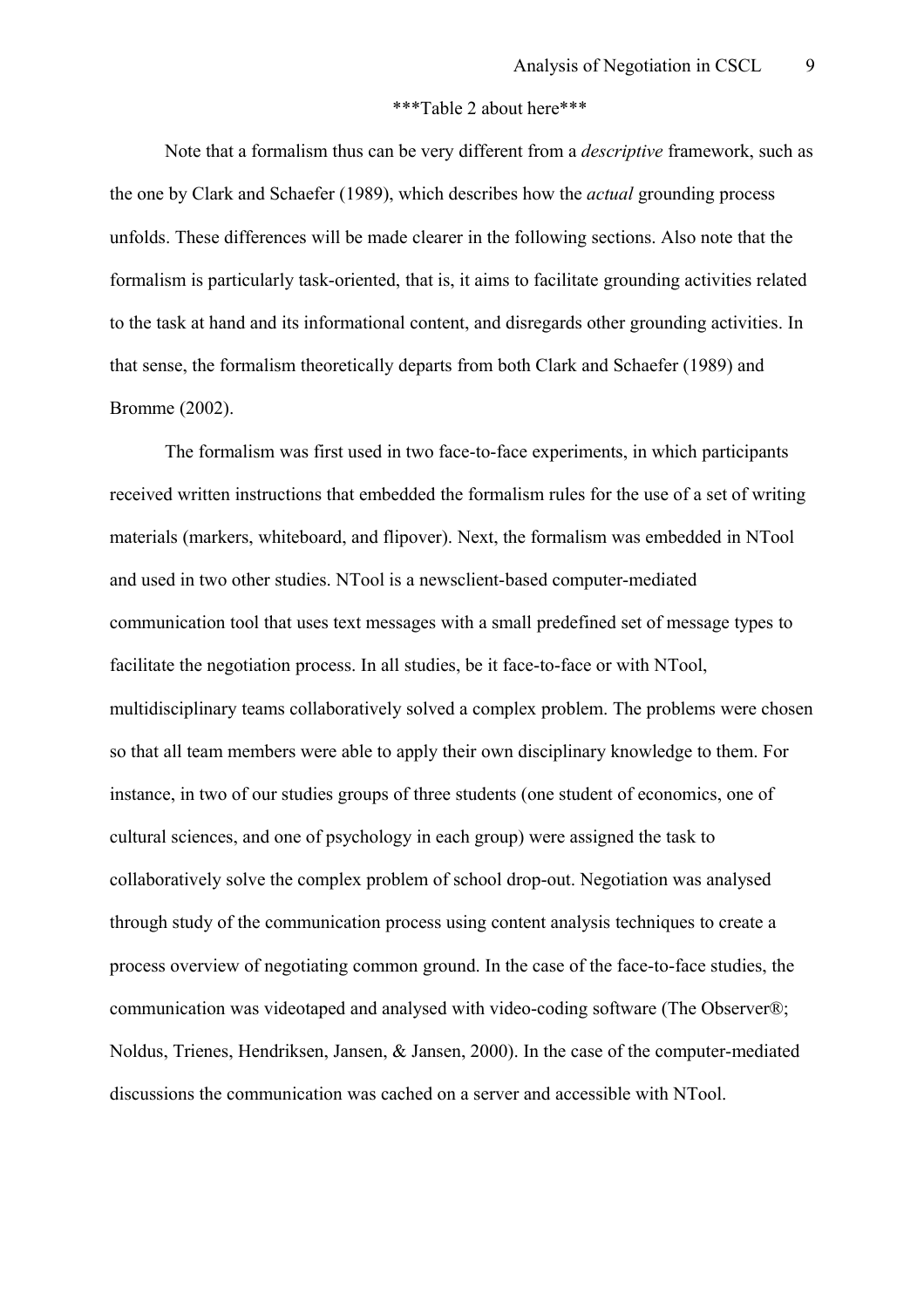***Table 2 about here***

Note that a formalism thus can be very different from a *descriptive* framework, such as the one by Clark and Schaefer (1989), which describes how the *actual* grounding process unfolds. These differences will be made clearer in the following sections. Also note that the formalism is particularly task-oriented, that is, it aims to facilitate grounding activities related to the task at hand and its informational content, and disregards other grounding activities. In that sense, the formalism theoretically departs from both Clark and Schaefer (1989) and Bromme (2002).

The formalism was first used in two face-to-face experiments, in which participants received written instructions that embedded the formalism rules for the use of a set of writing materials (markers, whiteboard, and flipover). Next, the formalism was embedded in NTool and used in two other studies. NTool is a newsclient-based computer-mediated communication tool that uses text messages with a small predefined set of message types to facilitate the negotiation process. In all studies, be it face-to-face or with NTool, multidisciplinary teams collaboratively solved a complex problem. The problems were chosen so that all team members were able to apply their own disciplinary knowledge to them. For instance, in two of our studies groups of three students (one student of economics, one of cultural sciences, and one of psychology in each group) were assigned the task to collaboratively solve the complex problem of school drop-out. Negotiation was analysed through study of the communication process using content analysis techniques to create a process overview of negotiating common ground. In the case of the face-to-face studies, the communication was videotaped and analysed with video-coding software (The Observer®; Noldus, Trienes, Hendriksen, Jansen, & Jansen, 2000). In the case of the computer-mediated discussions the communication was cached on a server and accessible with NTool.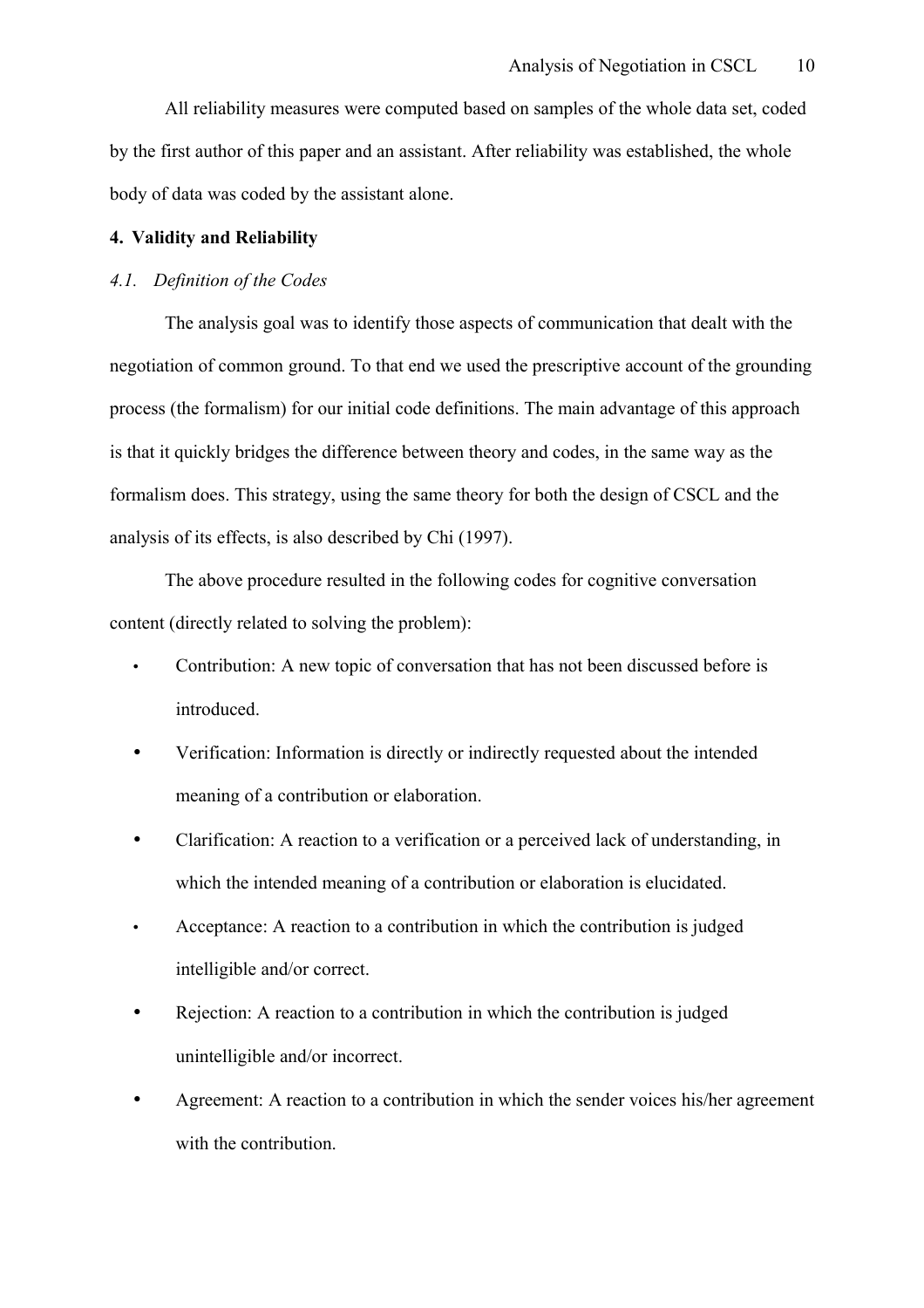All reliability measures were computed based on samples of the whole data set, coded by the first author of this paper and an assistant. After reliability was established, the whole body of data was coded by the assistant alone.

## 4. Validity and Reliability

### *4.1. Definition of the Codes*

The analysis goal was to identify those aspects of communication that dealt with the negotiation of common ground. To that end we used the prescriptive account of the grounding process (the formalism) for our initial code definitions. The main advantage of this approach is that it quickly bridges the difference between theory and codes, in the same way as the formalism does. This strategy, using the same theory for both the design of CSCL and the analysis of its effects, is also described by Chi (1997).

The above procedure resulted in the following codes for cognitive conversation content (directly related to solving the problem):

- Contribution: A new topic of conversation that has not been discussed before is introduced.
- Verification: Information is directly or indirectly requested about the intended meaning of a contribution or elaboration.
- Clarification: A reaction to a verification or a perceived lack of understanding, in which the intended meaning of a contribution or elaboration is elucidated.
- Acceptance: A reaction to a contribution in which the contribution is judged intelligible and/or correct.
- Rejection: A reaction to a contribution in which the contribution is judged unintelligible and/or incorrect.
- Agreement: A reaction to a contribution in which the sender voices his/her agreement with the contribution.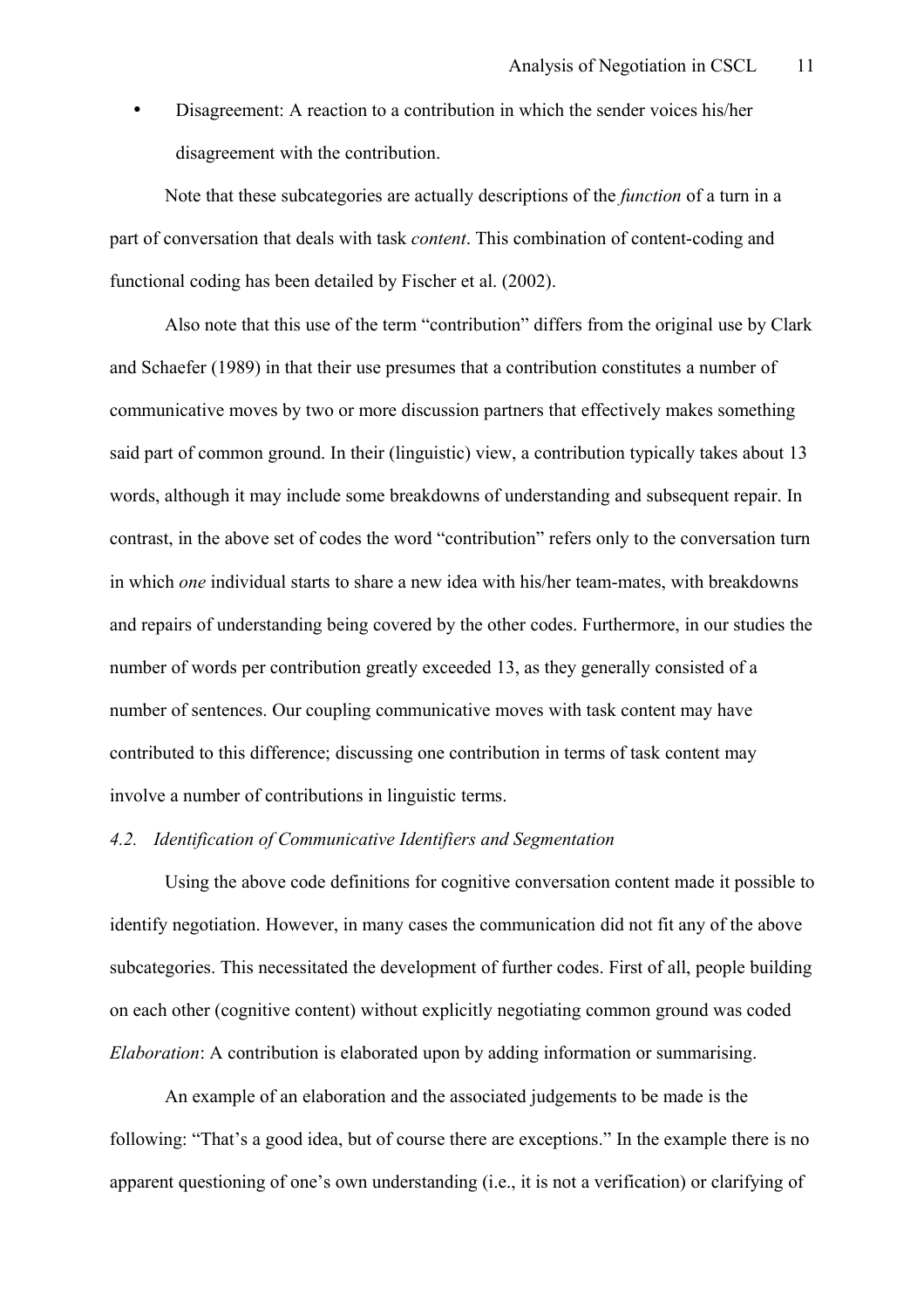- Disagreement: A reaction to a contribution in which the sender voices his/her disagreement with the contribution.

Note that these subcategories are actually descriptions of the *function* of a turn in a part of conversation that deals with task *content*. This combination of content-coding and functional coding has been detailed by Fischer et al. (2002).

Also note that this use of the term "contribution" differs from the original use by Clark and Schaefer (1989) in that their use presumes that a contribution constitutes a number of communicative moves by two or more discussion partners that effectively makes something said part of common ground. In their (linguistic) view, a contribution typically takes about 13 words, although it may include some breakdowns of understanding and subsequent repair. In contrast, in the above set of codes the word "contribution" refers only to the conversation turn in which *one* individual starts to share a new idea with his/her team-mates, with breakdowns and repairs of understanding being covered by the other codes. Furthermore, in our studies the number of words per contribution greatly exceeded 13, as they generally consisted of a number of sentences. Our coupling communicative moves with task content may have contributed to this difference; discussing one contribution in terms of task content may involve a number of contributions in linguistic terms.

### *4.2. Identification of Communicative Identifiers and Segmentation*

Using the above code definitions for cognitive conversation content made it possible to identify negotiation. However, in many cases the communication did not fit any of the above subcategories. This necessitated the development of further codes. First of all, people building on each other (cognitive content) without explicitly negotiating common ground was coded *Elaboration*: A contribution is elaborated upon by adding information or summarising.

An example of an elaboration and the associated judgements to be made is the following: "That's a good idea, but of course there are exceptions." In the example there is no apparent questioning of one's own understanding (i.e., it is not a verification) or clarifying of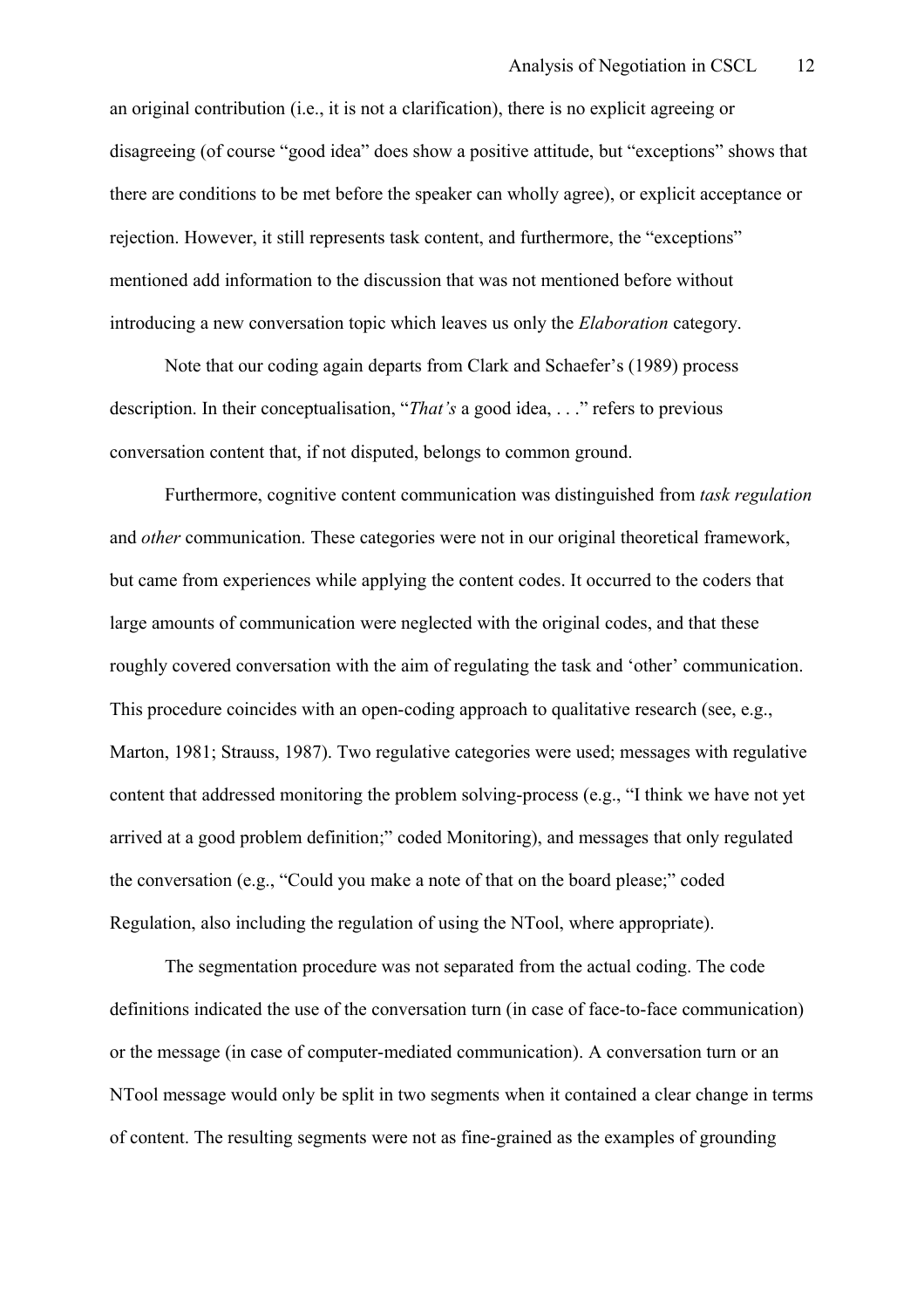an original contribution (i.e., it is not a clarification), there is no explicit agreeing or disagreeing (of course "good idea" does show a positive attitude, but "exceptions" shows that there are conditions to be met before the speaker can wholly agree), or explicit acceptance or rejection. However, it still represents task content, and furthermore, the "exceptions" mentioned add information to the discussion that was not mentioned before without introducing a new conversation topic which leaves us only the *Elaboration* category.

Note that our coding again departs from Clark and Schaefer's (1989) process description. In their conceptualisation, "*That's* a good idea, . . ." refers to previous conversation content that, if not disputed, belongs to common ground.

Furthermore, cognitive content communication was distinguished from *task regulation* and *other* communication. These categories were not in our original theoretical framework, but came from experiences while applying the content codes. It occurred to the coders that large amounts of communication were neglected with the original codes, and that these roughly covered conversation with the aim of regulating the task and 'other' communication. This procedure coincides with an open-coding approach to qualitative research (see, e.g., Marton, 1981; Strauss, 1987). Two regulative categories were used; messages with regulative content that addressed monitoring the problem solving-process (e.g., "I think we have not yet arrived at a good problem definition;" coded Monitoring), and messages that only regulated the conversation (e.g., "Could you make a note of that on the board please;" coded Regulation, also including the regulation of using the NTool, where appropriate).

The segmentation procedure was not separated from the actual coding. The code definitions indicated the use of the conversation turn (in case of face-to-face communication) or the message (in case of computer-mediated communication). A conversation turn or an NTool message would only be split in two segments when it contained a clear change in terms of content. The resulting segments were not as fine-grained as the examples of grounding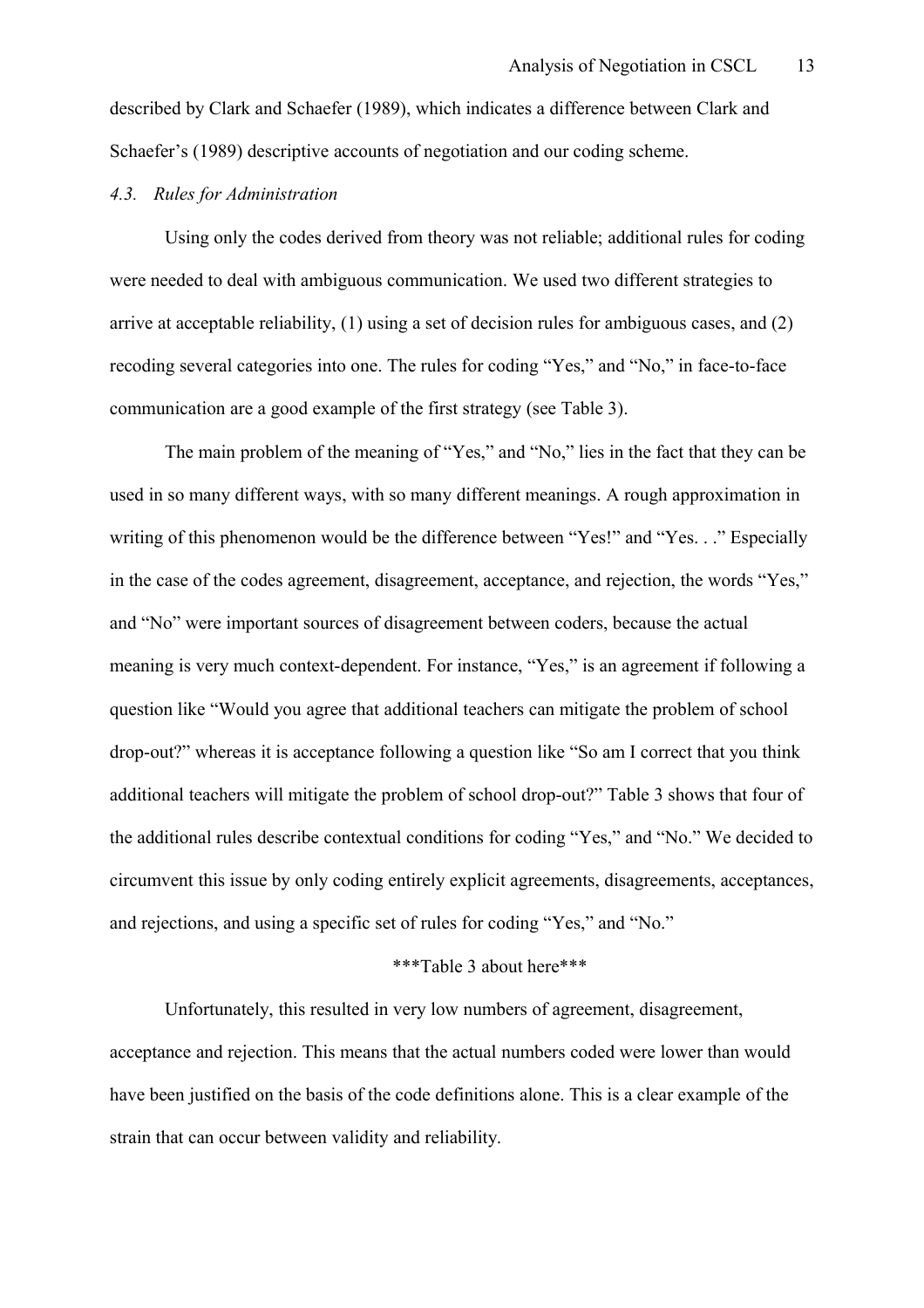described by Clark and Schaefer (1989), which indicates a difference between Clark and Schaefer's (1989) descriptive accounts of negotiation and our coding scheme.

### *4.3. Rules for Administration*

Using only the codes derived from theory was not reliable; additional rules for coding were needed to deal with ambiguous communication. We used two different strategies to arrive at acceptable reliability, (1) using a set of decision rules for ambiguous cases, and (2) recoding several categories into one. The rules for coding "Yes," and "No," in face-to-face communication are a good example of the first strategy (see Table 3).

The main problem of the meaning of "Yes," and "No," lies in the fact that they can be used in so many different ways, with so many different meanings. A rough approximation in writing of this phenomenon would be the difference between "Yes!" and "Yes. . ." Especially in the case of the codes agreement, disagreement, acceptance, and rejection, the words "Yes," and "No" were important sources of disagreement between coders, because the actual meaning is very much context-dependent. For instance, "Yes," is an agreement if following a question like "Would you agree that additional teachers can mitigate the problem of school drop-out?" whereas it is acceptance following a question like "So am I correct that you think additional teachers will mitigate the problem of school drop-out?" Table 3 shows that four of the additional rules describe contextual conditions for coding "Yes," and "No." We decided to circumvent this issue by only coding entirely explicit agreements, disagreements, acceptances, and rejections, and using a specific set of rules for coding "Yes," and "No."

***Table 3 about here***

Unfortunately, this resulted in very low numbers of agreement, disagreement, acceptance and rejection. This means that the actual numbers coded were lower than would have been justified on the basis of the code definitions alone. This is a clear example of the strain that can occur between validity and reliability.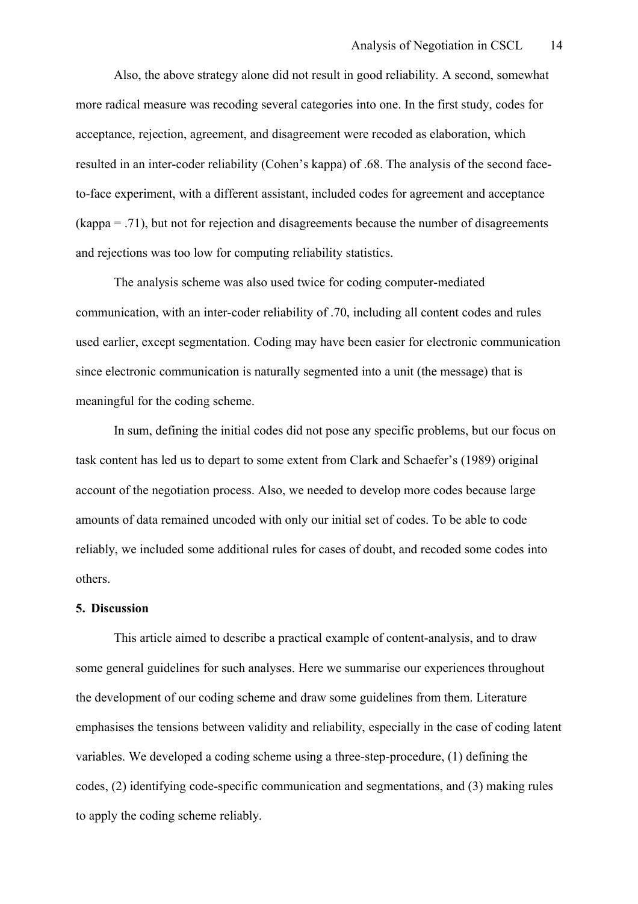Also, the above strategy alone did not result in good reliability. A second, somewhat more radical measure was recoding several categories into one. In the first study, codes for acceptance, rejection, agreement, and disagreement were recoded as elaboration, which resulted in an inter-coder reliability (Cohen's kappa) of .68. The analysis of the second face-to-face experiment, with a different assistant, included codes for agreement and acceptance (kappa = .71), but not for rejection and disagreements because the number of disagreements and rejections was too low for computing reliability statistics.

The analysis scheme was also used twice for coding computer-mediated communication, with an inter-coder reliability of .70, including all content codes and rules used earlier, except segmentation. Coding may have been easier for electronic communication since electronic communication is naturally segmented into a unit (the message) that is meaningful for the coding scheme.

In sum, defining the initial codes did not pose any specific problems, but our focus on task content has led us to depart to some extent from Clark and Schaefer's (1989) original account of the negotiation process. Also, we needed to develop more codes because large amounts of data remained uncoded with only our initial set of codes. To be able to code reliably, we included some additional rules for cases of doubt, and recoded some codes into others.

## 5. Discussion

This article aimed to describe a practical example of content-analysis, and to draw some general guidelines for such analyses. Here we summarise our experiences throughout the development of our coding scheme and draw some guidelines from them. Literature emphasises the tensions between validity and reliability, especially in the case of coding latent variables. We developed a coding scheme using a three-step-procedure, (1) defining the codes, (2) identifying code-specific communication and segmentations, and (3) making rules to apply the coding scheme reliably.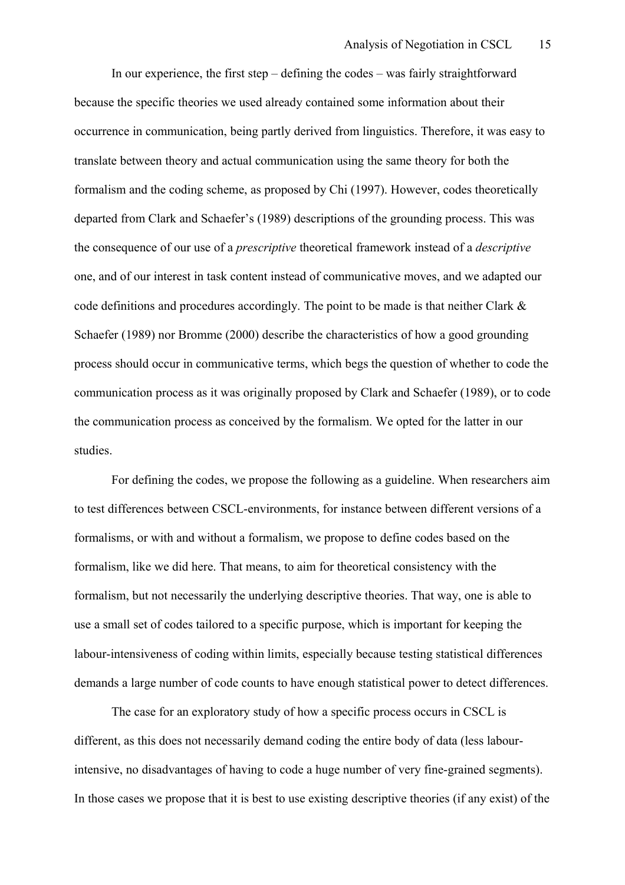In our experience, the first step – defining the codes – was fairly straightforward because the specific theories we used already contained some information about their occurrence in communication, being partly derived from linguistics. Therefore, it was easy to translate between theory and actual communication using the same theory for both the formalism and the coding scheme, as proposed by Chi (1997). However, codes theoretically departed from Clark and Schaefer's (1989) descriptions of the grounding process. This was the consequence of our use of a *prescriptive* theoretical framework instead of a *descriptive* one, and of our interest in task content instead of communicative moves, and we adapted our code definitions and procedures accordingly. The point to be made is that neither Clark & Schaefer (1989) nor Bromme (2000) describe the characteristics of how a good grounding process should occur in communicative terms, which begs the question of whether to code the communication process as it was originally proposed by Clark and Schaefer (1989), or to code the communication process as conceived by the formalism. We opted for the latter in our studies.

For defining the codes, we propose the following as a guideline. When researchers aim to test differences between CSCL-environments, for instance between different versions of a formalisms, or with and without a formalism, we propose to define codes based on the formalism, like we did here. That means, to aim for theoretical consistency with the formalism, but not necessarily the underlying descriptive theories. That way, one is able to use a small set of codes tailored to a specific purpose, which is important for keeping the labour-intensiveness of coding within limits, especially because testing statistical differences demands a large number of code counts to have enough statistical power to detect differences.

The case for an exploratory study of how a specific process occurs in CSCL is different, as this does not necessarily demand coding the entire body of data (less labour-intensive, no disadvantages of having to code a huge number of very fine-grained segments). In those cases we propose that it is best to use existing descriptive theories (if any exist) of the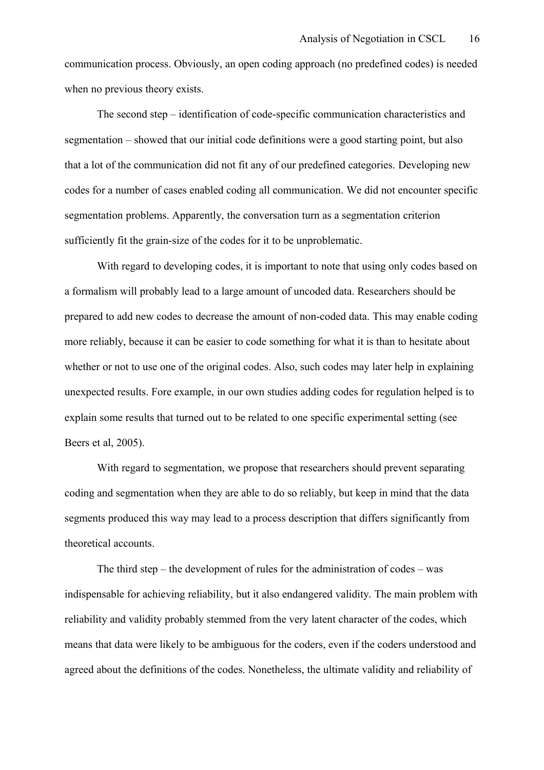communication process. Obviously, an open coding approach (no predefined codes) is needed when no previous theory exists.

The second step – identification of code-specific communication characteristics and segmentation – showed that our initial code definitions were a good starting point, but also that a lot of the communication did not fit any of our predefined categories. Developing new codes for a number of cases enabled coding all communication. We did not encounter specific segmentation problems. Apparently, the conversation turn as a segmentation criterion sufficiently fit the grain-size of the codes for it to be unproblematic.

With regard to developing codes, it is important to note that using only codes based on a formalism will probably lead to a large amount of uncoded data. Researchers should be prepared to add new codes to decrease the amount of non-coded data. This may enable coding more reliably, because it can be easier to code something for what it is than to hesitate about whether or not to use one of the original codes. Also, such codes may later help in explaining unexpected results. Fore example, in our own studies adding codes for regulation helped is to explain some results that turned out to be related to one specific experimental setting (see Beers et al, 2005).

With regard to segmentation, we propose that researchers should prevent separating coding and segmentation when they are able to do so reliably, but keep in mind that the data segments produced this way may lead to a process description that differs significantly from theoretical accounts.

The third step – the development of rules for the administration of codes – was indispensable for achieving reliability, but it also endangered validity. The main problem with reliability and validity probably stemmed from the very latent character of the codes, which means that data were likely to be ambiguous for the coders, even if the coders understood and agreed about the definitions of the codes. Nonetheless, the ultimate validity and reliability of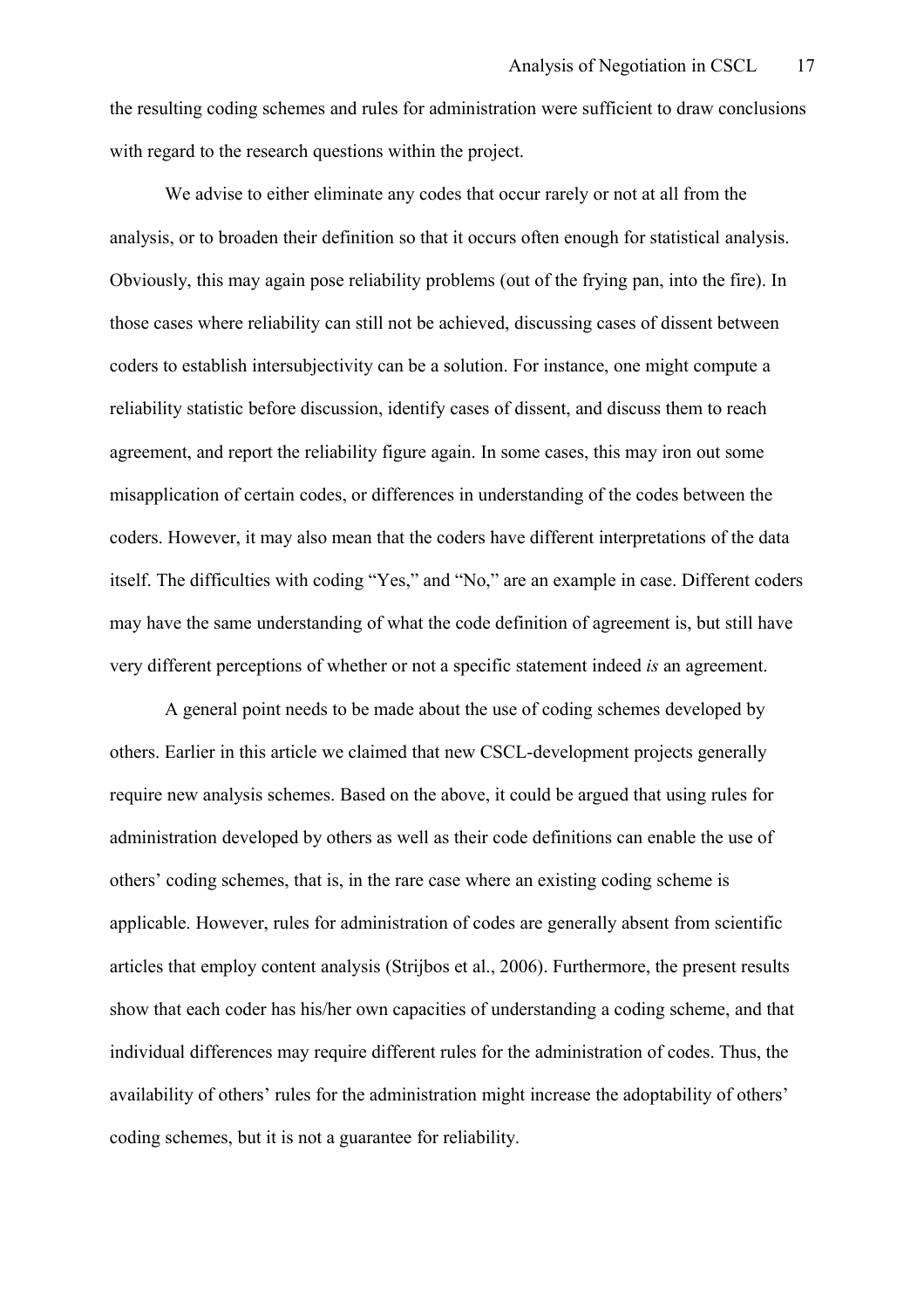the resulting coding schemes and rules for administration were sufficient to draw conclusions with regard to the research questions within the project.

We advise to either eliminate any codes that occur rarely or not at all from the analysis, or to broaden their definition so that it occurs often enough for statistical analysis. Obviously, this may again pose reliability problems (out of the frying pan, into the fire). In those cases where reliability can still not be achieved, discussing cases of dissent between coders to establish intersubjectivity can be a solution. For instance, one might compute a reliability statistic before discussion, identify cases of dissent, and discuss them to reach agreement, and report the reliability figure again. In some cases, this may iron out some misapplication of certain codes, or differences in understanding of the codes between the coders. However, it may also mean that the coders have different interpretations of the data itself. The difficulties with coding "Yes," and "No," are an example in case. Different coders may have the same understanding of what the code definition of agreement is, but still have very different perceptions of whether or not a specific statement indeed *is* an agreement.

A general point needs to be made about the use of coding schemes developed by others. Earlier in this article we claimed that new CSCL-development projects generally require new analysis schemes. Based on the above, it could be argued that using rules for administration developed by others as well as their code definitions can enable the use of others' coding schemes, that is, in the rare case where an existing coding scheme is applicable. However, rules for administration of codes are generally absent from scientific articles that employ content analysis (Strijbos et al., 2006). Furthermore, the present results show that each coder has his/her own capacities of understanding a coding scheme, and that individual differences may require different rules for the administration of codes. Thus, the availability of others' rules for the administration might increase the adoptability of others' coding schemes, but it is not a guarantee for reliability.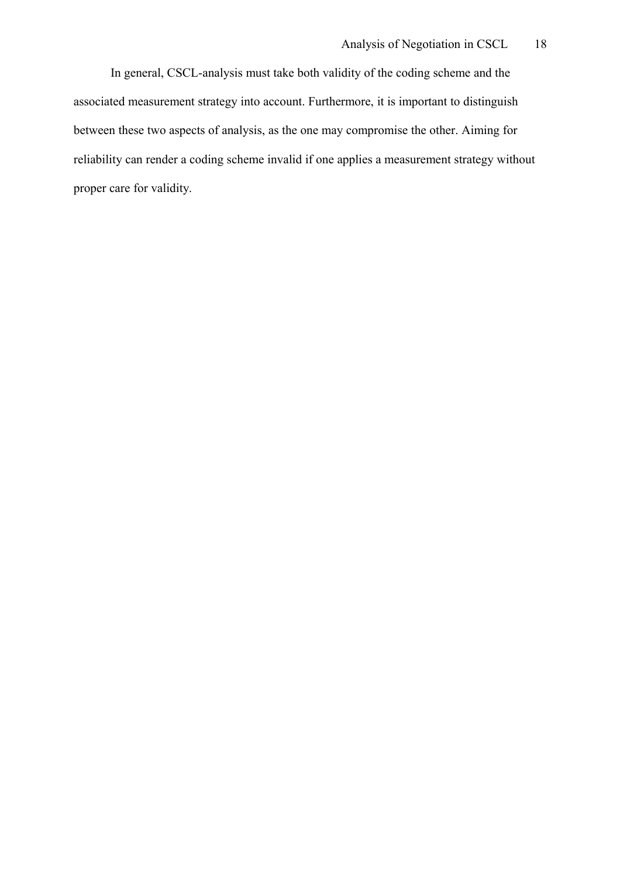In general, CSCL-analysis must take both validity of the coding scheme and the associated measurement strategy into account. Furthermore, it is important to distinguish between these two aspects of analysis, as the one may compromise the other. Aiming for reliability can render a coding scheme invalid if one applies a measurement strategy without proper care for validity.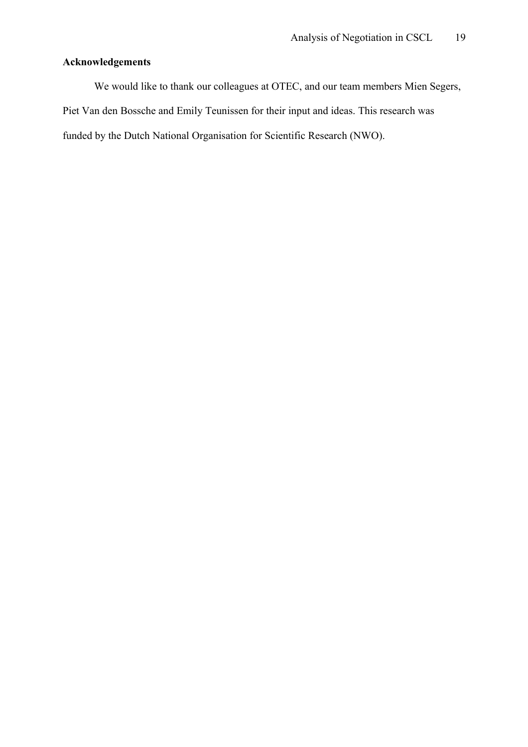**Acknowledgements**

We would like to thank our colleagues at OTEC, and our team members Mien Segers, Piet Van den Bossche and Emily Teunissen for their input and ideas. This research was funded by the Dutch National Organisation for Scientific Research (NWO).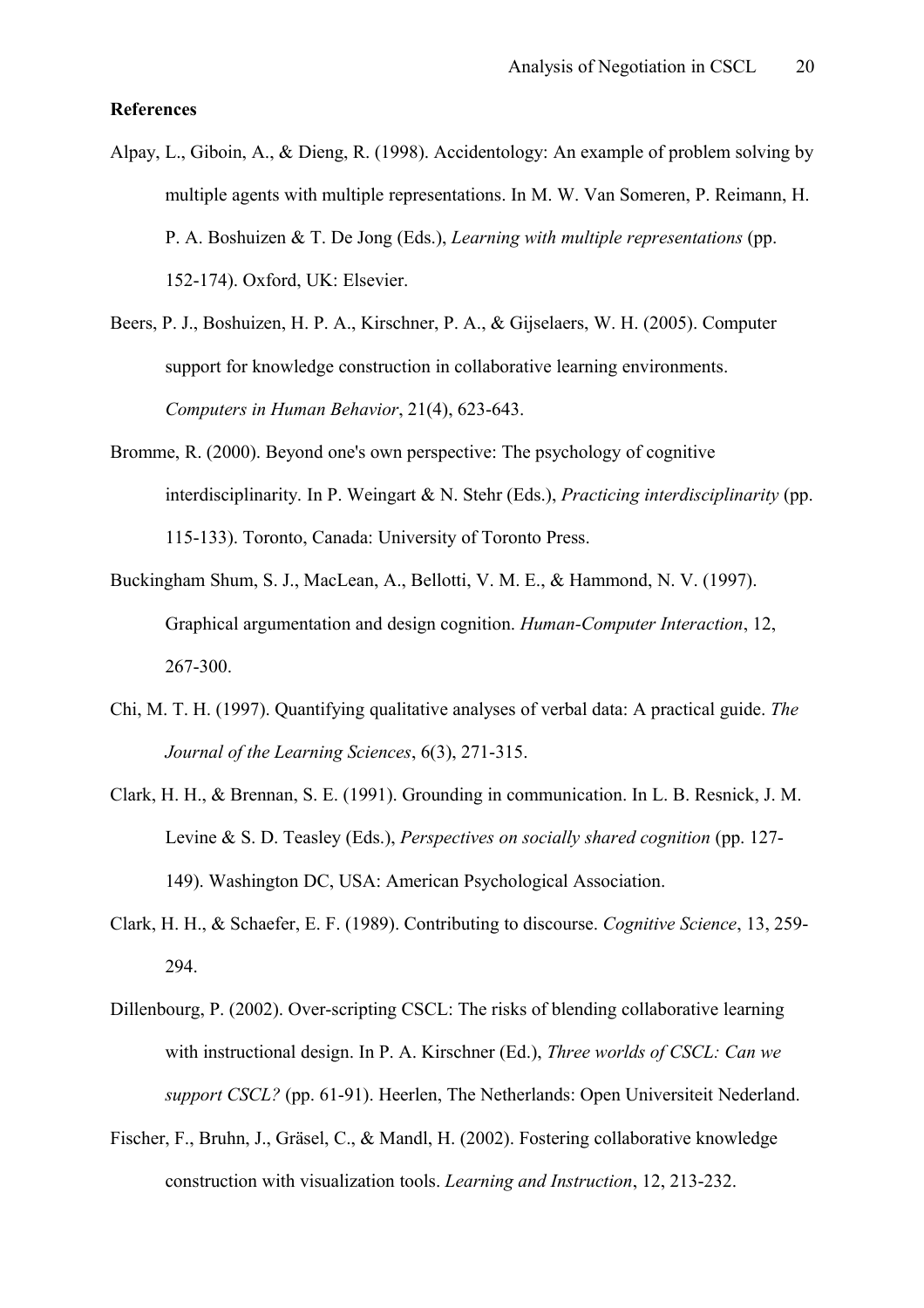**References**

Alpay, L., Giboin, A., & Dieng, R. (1998). Accidentology: An example of problem solving by multiple agents with multiple representations. In M. W. Van Someren, P. Reimann, H. P. A. Boshuizen & T. De Jong (Eds.), *Learning with multiple representations* (pp. 152-174). Oxford, UK: Elsevier.

Beers, P. J., Boshuizen, H. P. A., Kirschner, P. A., & Gijselaers, W. H. (2005). Computer support for knowledge construction in collaborative learning environments. *Computers in Human Behavior*, 21(4), 623-643.

Bromme, R. (2000). Beyond one's own perspective: The psychology of cognitive interdisciplinarity. In P. Weingart & N. Stehr (Eds.), *Practicing interdisciplinarity* (pp. 115-133). Toronto, Canada: University of Toronto Press.

Buckingham Shum, S. J., MacLean, A., Bellotti, V. M. E., & Hammond, N. V. (1997). Graphical argumentation and design cognition. *Human-Computer Interaction*, 12, 267-300.

Chi, M. T. H. (1997). Quantifying qualitative analyses of verbal data: A practical guide. *The Journal of the Learning Sciences*, 6(3), 271-315.

Clark, H. H., & Brennan, S. E. (1991). Grounding in communication. In L. B. Resnick, J. M. Levine & S. D. Teasley (Eds.), *Perspectives on socially shared cognition* (pp. 127-149). Washington DC, USA: American Psychological Association.

Clark, H. H., & Schaefer, E. F. (1989). Contributing to discourse. *Cognitive Science*, 13, 259-294.

Dillenbourg, P. (2002). Over-scripting CSCL: The risks of blending collaborative learning with instructional design. In P. A. Kirschner (Ed.), *Three worlds of CSCL: Can we support CSCL?* (pp. 61-91). Heerlen, The Netherlands: Open Universiteit Nederland.

Fischer, F., Bruhn, J., Gräsel, C., & Mandl, H. (2002). Fostering collaborative knowledge construction with visualization tools. *Learning and Instruction*, 12, 213-232.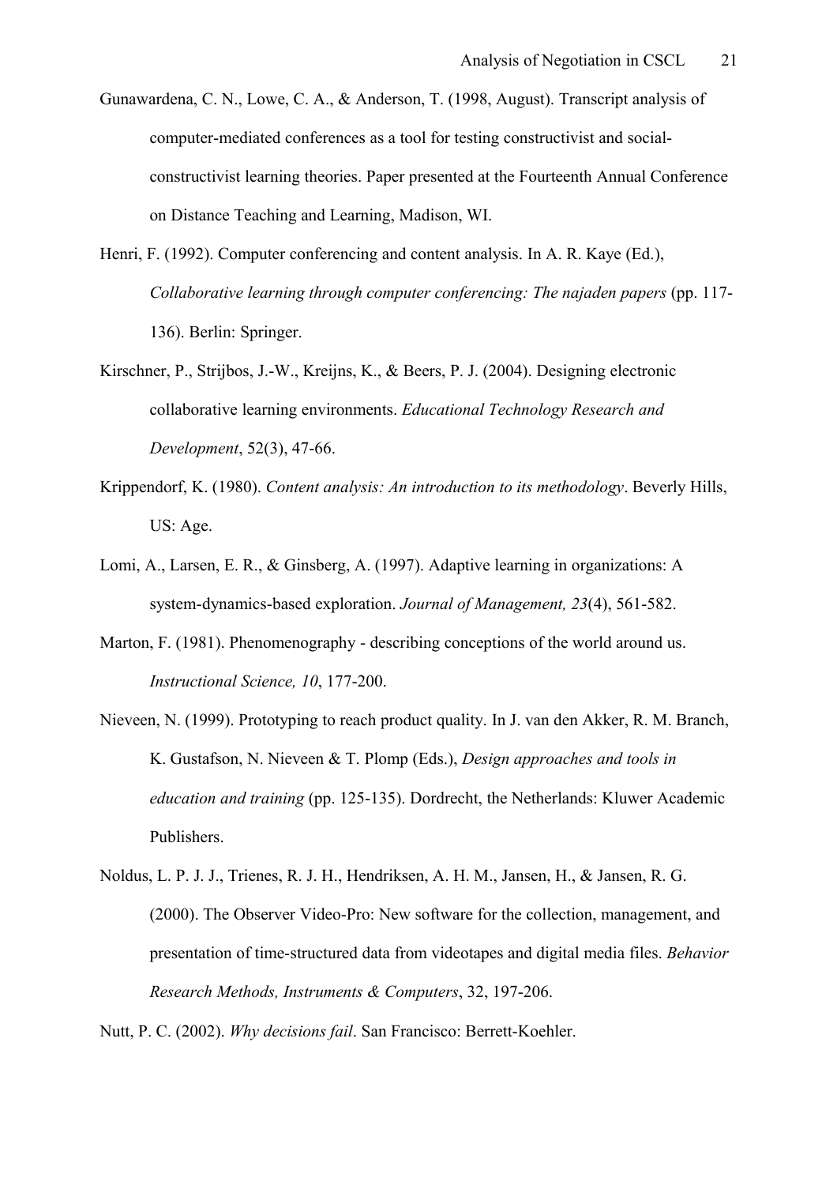Gunawardena, C. N., Lowe, C. A., & Anderson, T. (1998, August). Transcript analysis of computer-mediated conferences as a tool for testing constructivist and social-constructivist learning theories. Paper presented at the Fourteenth Annual Conference on Distance Teaching and Learning, Madison, WI.

Henri, F. (1992). Computer conferencing and content analysis. In A. R. Kaye (Ed.), *Collaborative learning through computer conferencing: The najaden papers* (pp. 117-136). Berlin: Springer.

Kirschner, P., Strijbos, J.-W., Kreijns, K., & Beers, P. J. (2004). Designing electronic collaborative learning environments. *Educational Technology Research and Development*, 52(3), 47-66.

Krippendorf, K. (1980). *Content analysis: An introduction to its methodology*. Beverly Hills, US: Age.

Lomi, A., Larsen, E. R., & Ginsberg, A. (1997). Adaptive learning in organizations: A system-dynamics-based exploration. *Journal of Management, 23*(4), 561-582.

Marton, F. (1981). Phenomenography - describing conceptions of the world around us. *Instructional Science, 10*, 177-200.

Nieveen, N. (1999). Prototyping to reach product quality. In J. van den Akker, R. M. Branch, K. Gustafson, N. Nieveen & T. Plomp (Eds.), *Design approaches and tools in education and training* (pp. 125-135). Dordrecht, the Netherlands: Kluwer Academic Publishers.

Noldus, L. P. J. J., Trienes, R. J. H., Hendriksen, A. H. M., Jansen, H., & Jansen, R. G. (2000). The Observer Video-Pro: New software for the collection, management, and presentation of time-structured data from videotapes and digital media files. *Behavior Research Methods, Instruments & Computers*, 32, 197-206.

Nutt, P. C. (2002). *Why decisions fail*. San Francisco: Berrett-Koehler.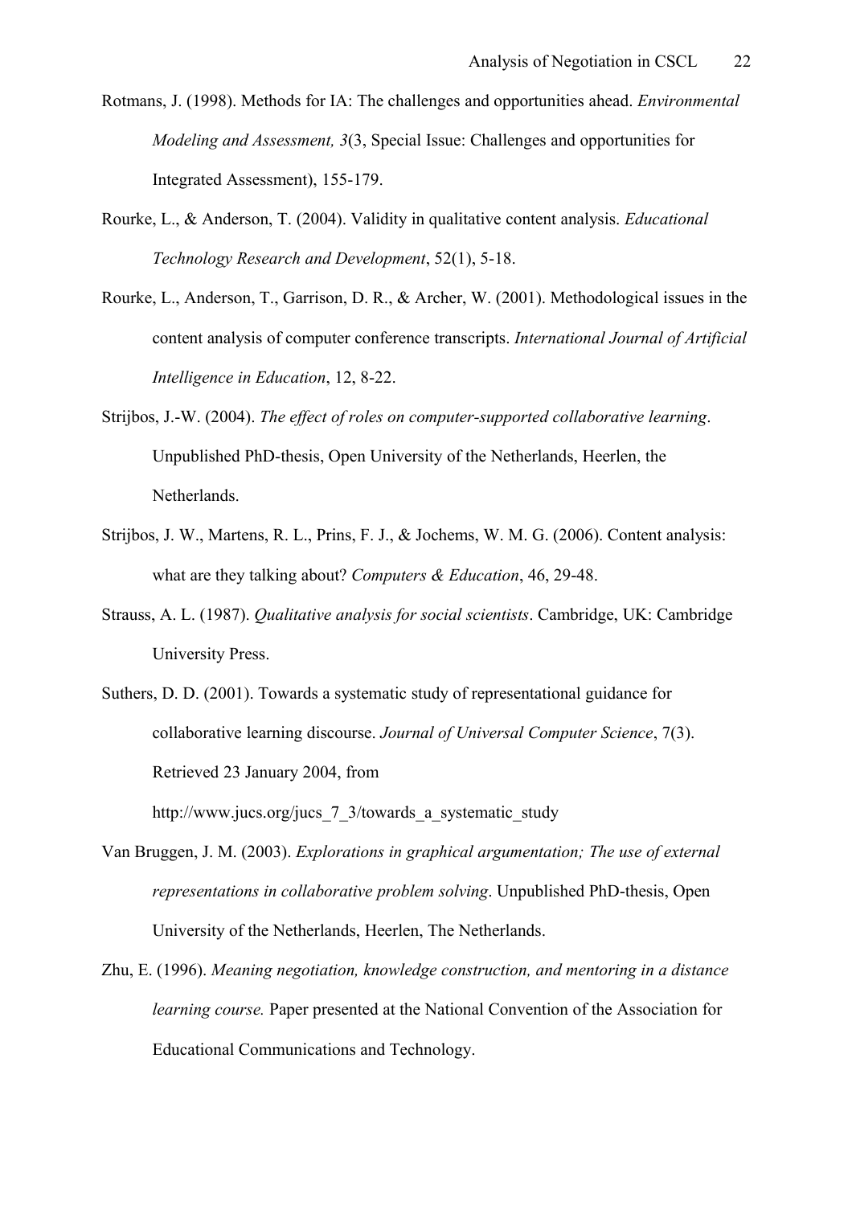Rotmans, J. (1998). Methods for IA: The challenges and opportunities ahead. *Environmental Modeling and Assessment, 3*(3, Special Issue: Challenges and opportunities for Integrated Assessment), 155-179.

Rourke, L., & Anderson, T. (2004). Validity in qualitative content analysis. *Educational Technology Research and Development*, 52(1), 5-18.

Rourke, L., Anderson, T., Garrison, D. R., & Archer, W. (2001). Methodological issues in the content analysis of computer conference transcripts. *International Journal of Artificial Intelligence in Education*, 12, 8-22.

Strijbos, J.-W. (2004). *The effect of roles on computer-supported collaborative learning*. Unpublished PhD-thesis, Open University of the Netherlands, Heerlen, the Netherlands.

Strijbos, J. W., Martens, R. L., Prins, F. J., & Jochems, W. M. G. (2006). Content analysis: what are they talking about? *Computers & Education*, 46, 29-48.

Strauss, A. L. (1987). *Qualitative analysis for social scientists*. Cambridge, UK: Cambridge University Press.

Suthers, D. D. (2001). Towards a systematic study of representational guidance for collaborative learning discourse. *Journal of Universal Computer Science*, 7(3). Retrieved 23 January 2004, from http://www.jucs.org/jucs_7_3/towards_a_systematic_study

Van Bruggen, J. M. (2003). *Explorations in graphical argumentation; The use of external representations in collaborative problem solving*. Unpublished PhD-thesis, Open University of the Netherlands, Heerlen, The Netherlands.

Zhu, E. (1996). *Meaning negotiation, knowledge construction, and mentoring in a distance learning course.* Paper presented at the National Convention of the Association for Educational Communications and Technology.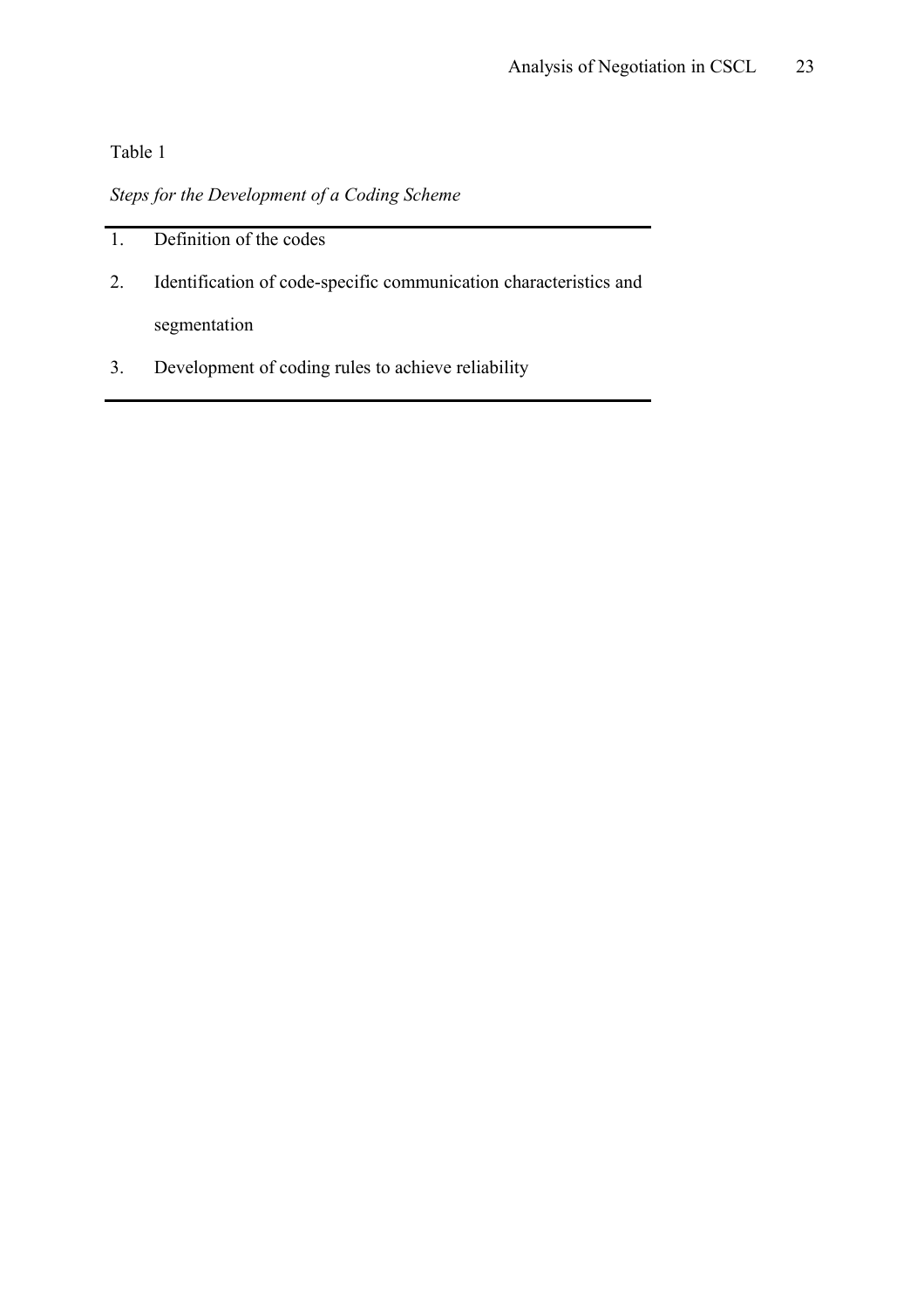Table 1

*Steps for the Development of a Coding Scheme*

| | |
|---|---|
| 1. | Definition of the codes |
| 2. | Identification of code-specific communication characteristics and segmentation |
| 3. | Development of coding rules to achieve reliability |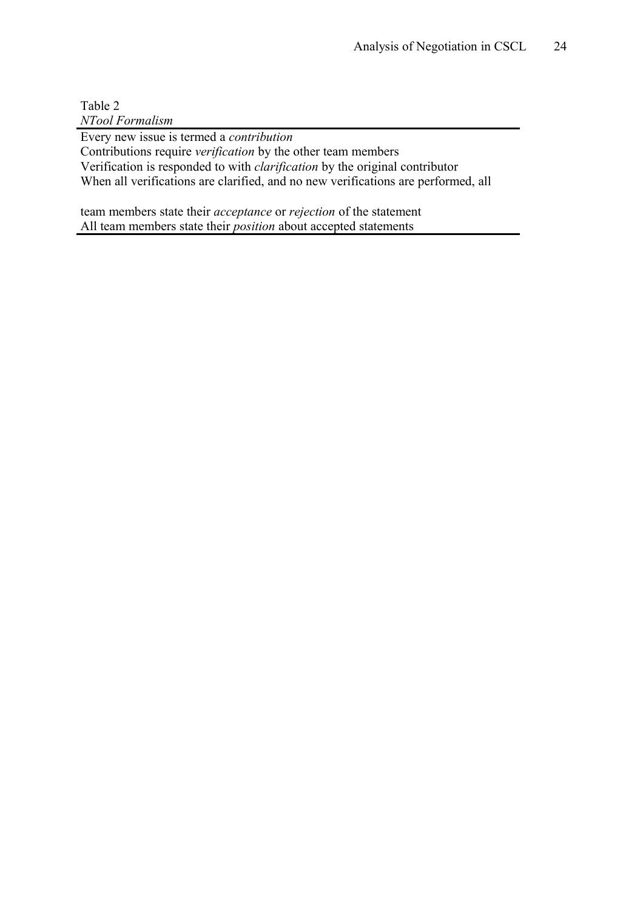Table 2
*NTool Formalism*

| |
|---|
| Every new issue is termed a *contribution* |
| Contributions require *verification* by the other team members |
| Verification is responded to with *clarification* by the original contributor |
| When all verifications are clarified, and no new verifications are performed, all team members state their *acceptance* or *rejection* of the statement |
| All team members state their *position* about accepted statements |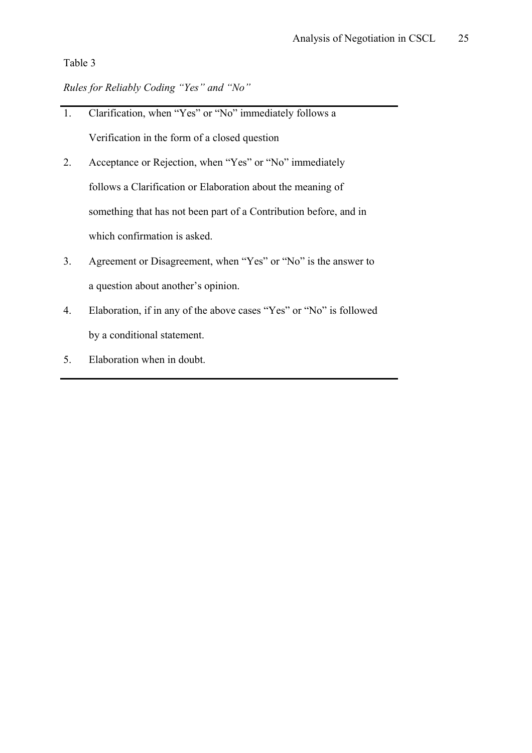Table 3

*Rules for Reliably Coding "Yes" and "No"*

1. Clarification, when "Yes" or "No" immediately follows a Verification in the form of a closed question
2. Acceptance or Rejection, when "Yes" or "No" immediately follows a Clarification or Elaboration about the meaning of something that has not been part of a Contribution before, and in which confirmation is asked.
3. Agreement or Disagreement, when "Yes" or "No" is the answer to a question about another's opinion.
4. Elaboration, if in any of the above cases "Yes" or "No" is followed by a conditional statement.
5. Elaboration when in doubt.